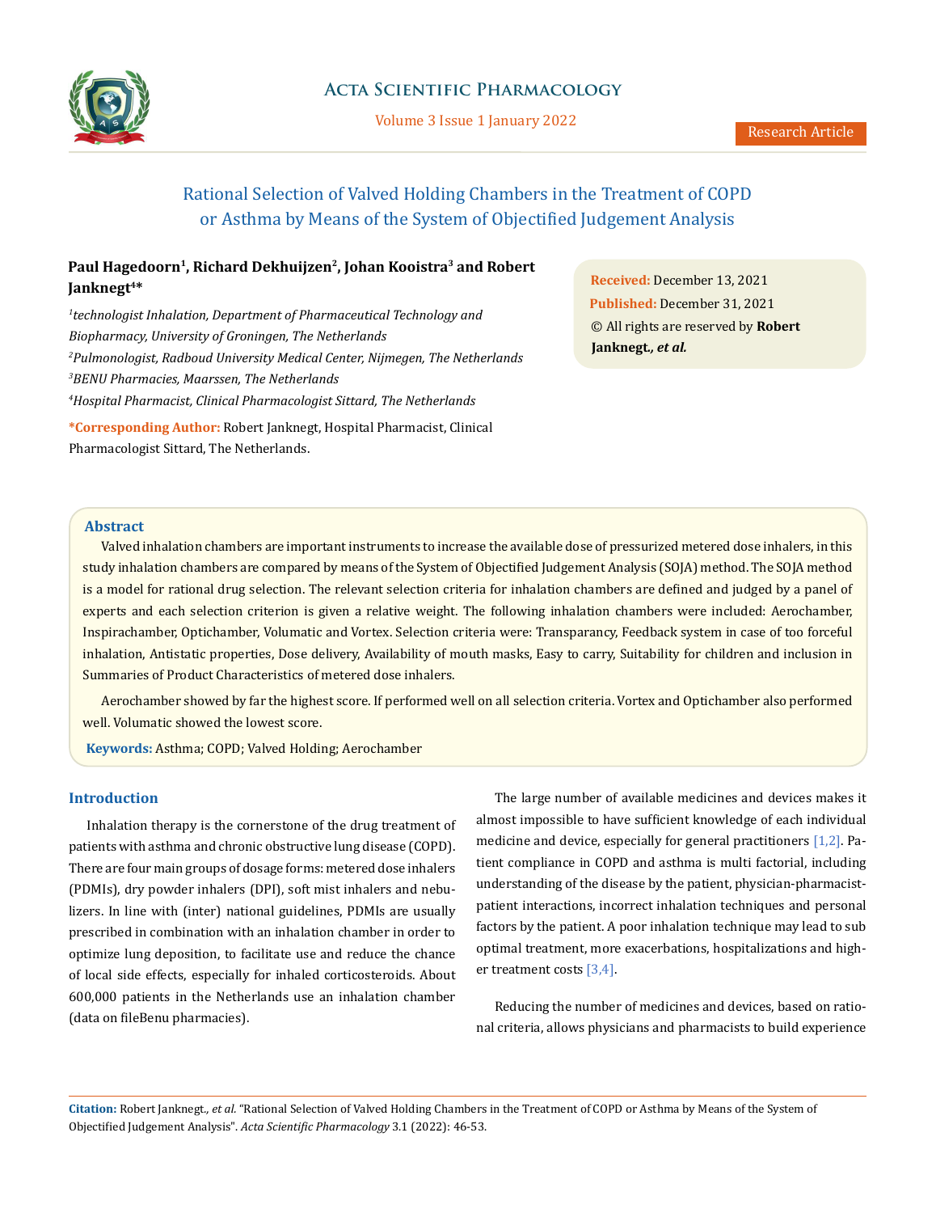# Rational Selection of Valved Holding Chambers in the Treatment of COPD or Asthma by Means of the System of Objectified Judgement Analysis

**Paul Hagedoorn[1], Richard Dekhuijzen[2], Johan Kooistra[3] and Robert Janknegt[4]***

[1]*technologist Inhalation, Department of Pharmaceutical Technology and Biopharmacy, University of Groningen, The Netherlands*

[2]*Pulmonologist, Radboud University Medical Center, Nijmegen, The Netherlands*

[3]*BENU Pharmacies, Maarssen, The Netherlands*

[4]*Hospital Pharmacist, Clinical Pharmacologist Sittard, The Netherlands*

***Corresponding Author:** Robert Janknegt, Hospital Pharmacist, Clinical Pharmacologist Sittard, The Netherlands.

**Received:** December 13, 2021
**Published:** December 31, 2021
© All rights are reserved by **Robert Janknegt.*, et al.***

## Abstract

Valved inhalation chambers are important instruments to increase the available dose of pressurized metered dose inhalers, in this study inhalation chambers are compared by means of the System of Objectified Judgement Analysis (SOJA) method. The SOJA method is a model for rational drug selection. The relevant selection criteria for inhalation chambers are defined and judged by a panel of experts and each selection criterion is given a relative weight. The following inhalation chambers were included: Aerochamber, Inspirachamber, Optichamber, Volumatic and Vortex. Selection criteria were: Transparancy, Feedback system in case of too forceful inhalation, Antistatic properties, Dose delivery, Availability of mouth masks, Easy to carry, Suitability for children and inclusion in Summaries of Product Characteristics of metered dose inhalers.

Aerochamber showed by far the highest score. If performed well on all selection criteria. Vortex and Optichamber also performed well. Volumatic showed the lowest score.

**Keywords:** Asthma; COPD; Valved Holding; Aerochamber

## Introduction

Inhalation therapy is the cornerstone of the drug treatment of patients with asthma and chronic obstructive lung disease (COPD). There are four main groups of dosage forms: metered dose inhalers (PDMIs), dry powder inhalers (DPI), soft mist inhalers and nebulizers. In line with (inter) national guidelines, PDMIs are usually prescribed in combination with an inhalation chamber in order to optimize lung deposition, to facilitate use and reduce the chance of local side effects, especially for inhaled corticosteroids. About 600,000 patients in the Netherlands use an inhalation chamber (data on fileBenu pharmacies).

The large number of available medicines and devices makes it almost impossible to have sufficient knowledge of each individual medicine and device, especially for general practitioners [1,2]. Patient compliance in COPD and asthma is multi factorial, including understanding of the disease by the patient, physician-pharmacist-patient interactions, incorrect inhalation techniques and personal factors by the patient. A poor inhalation technique may lead to sub optimal treatment, more exacerbations, hospitalizations and higher treatment costs [3,4].

Reducing the number of medicines and devices, based on rational criteria, allows physicians and pharmacists to build experience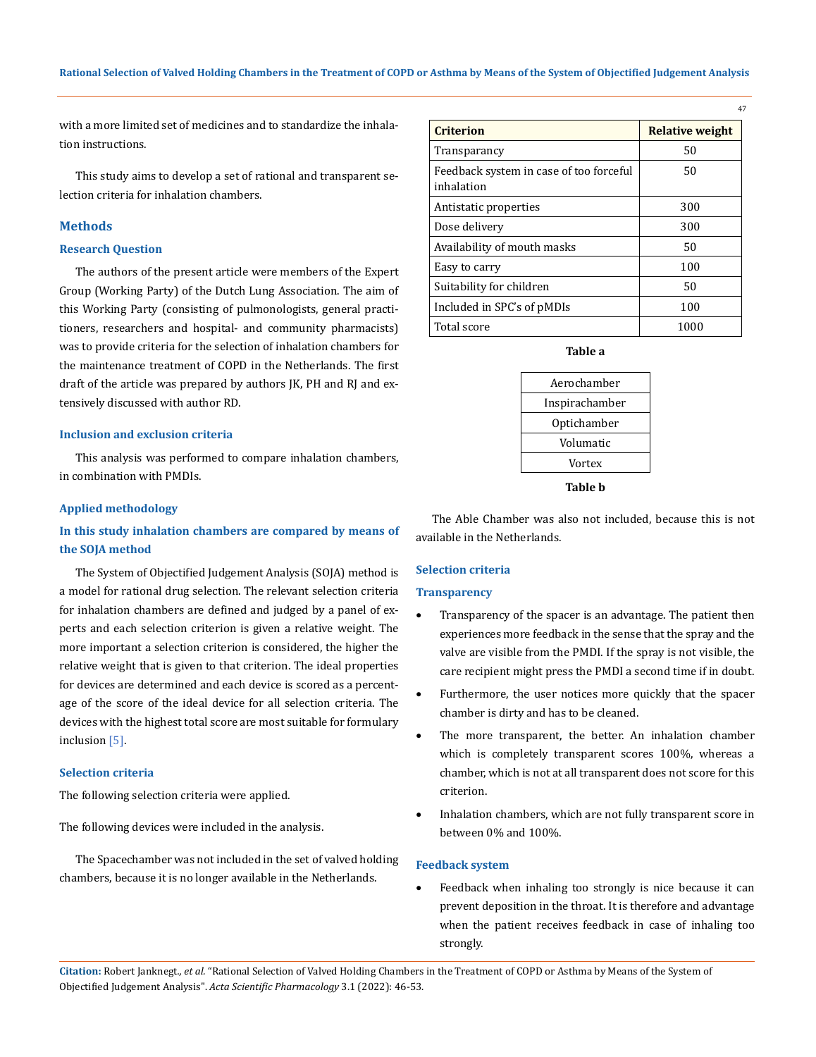with a more limited set of medicines and to standardize the inhalation instructions.

This study aims to develop a set of rational and transparent selection criteria for inhalation chambers.

## Methods

### Research Question

The authors of the present article were members of the Expert Group (Working Party) of the Dutch Lung Association. The aim of this Working Party (consisting of pulmonologists, general practitioners, researchers and hospital- and community pharmacists) was to provide criteria for the selection of inhalation chambers for the maintenance treatment of COPD in the Netherlands. The first draft of the article was prepared by authors JK, PH and RJ and extensively discussed with author RD.

### Inclusion and exclusion criteria

This analysis was performed to compare inhalation chambers, in combination with PMDIs.

### Applied methodology

### In this study inhalation chambers are compared by means of the SOJA method

The System of Objectified Judgement Analysis (SOJA) method is a model for rational drug selection. The relevant selection criteria for inhalation chambers are defined and judged by a panel of experts and each selection criterion is given a relative weight. The more important a selection criterion is considered, the higher the relative weight that is given to that criterion. The ideal properties for devices are determined and each device is scored as a percentage of the score of the ideal device for all selection criteria. The devices with the highest total score are most suitable for formulary inclusion [5].

### Selection criteria

The following selection criteria were applied.

| Criterion | Relative weight |
|---|---|
| Transparency | 50 |
| Feedback system in case of too forceful inhalation | 50 |
| Antistatic properties | 300 |
| Dose delivery | 300 |
| Availability of mouth masks | 50 |
| Easy to carry | 100 |
| Suitability for children | 50 |
| Included in SPC's of pMDIs | 100 |
| Total score | 1000 |

**Table a**

The following devices were included in the analysis.

| |
|---|
| Aerochamber |
| Inspirachamber |
| Optichamber |
| Volumatic |
| Vortex |

**Table b**

The Spacechamber was not included in the set of valved holding chambers, because it is no longer available in the Netherlands.

The Able Chamber was also not included, because this is not available in the Netherlands.

### Selection criteria

### Transparency

- Transparency of the spacer is an advantage. The patient then experiences more feedback in the sense that the spray and the valve are visible from the PMDI. If the spray is not visible, the care recipient might press the PMDI a second time if in doubt.
- Furthermore, the user notices more quickly that the spacer chamber is dirty and has to be cleaned.
- The more transparent, the better. An inhalation chamber which is completely transparent scores 100%, whereas a chamber, which is not at all transparent does not score for this criterion.
- Inhalation chambers, which are not fully transparent score in between 0% and 100%.

### Feedback system

- Feedback when inhaling too strongly is nice because it can prevent deposition in the throat. It is therefore and advantage when the patient receives feedback in case of inhaling too strongly.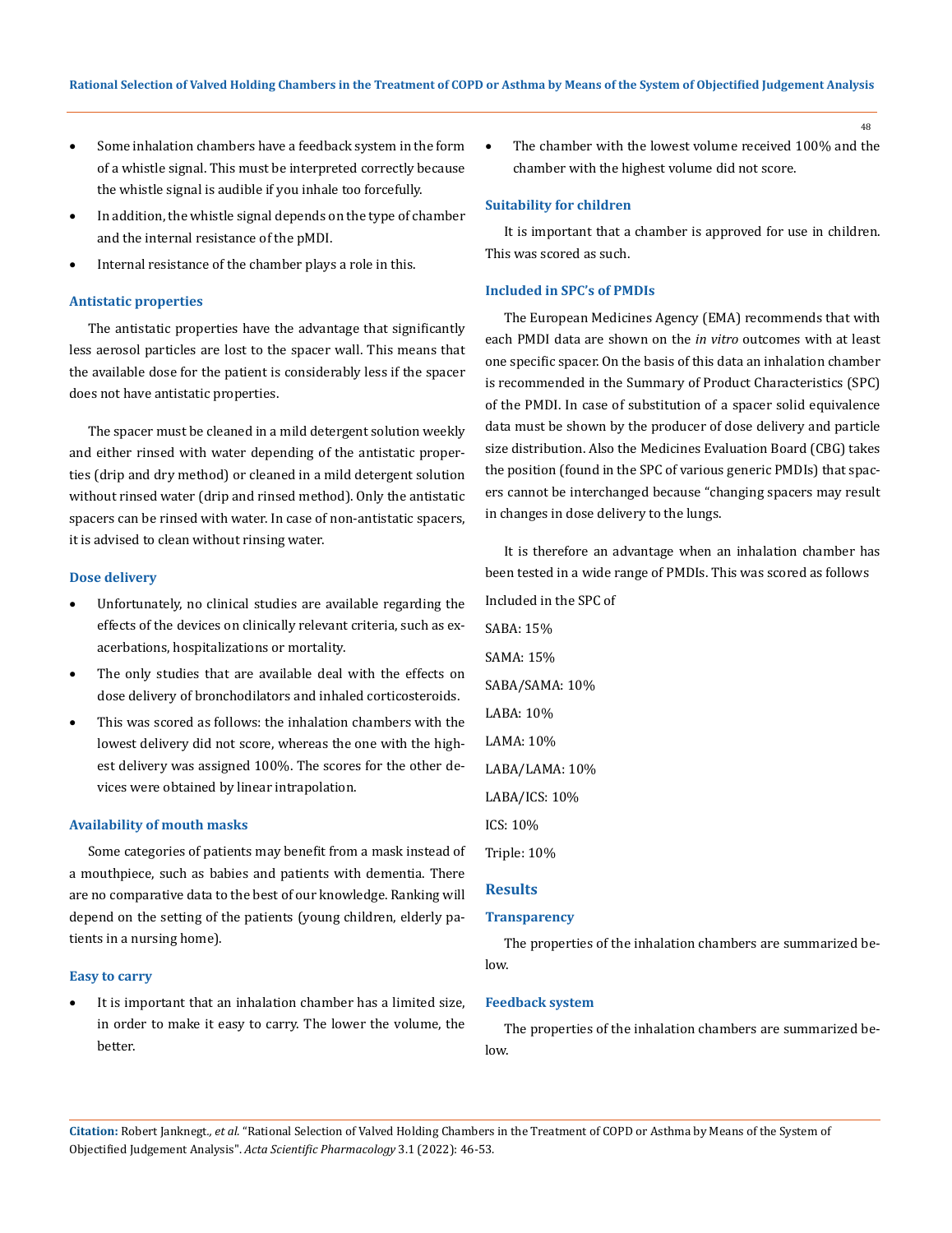- Some inhalation chambers have a feedback system in the form of a whistle signal. This must be interpreted correctly because the whistle signal is audible if you inhale too forcefully.
- In addition, the whistle signal depends on the type of chamber and the internal resistance of the pMDI.
- Internal resistance of the chamber plays a role in this.

### Antistatic properties

The antistatic properties have the advantage that significantly less aerosol particles are lost to the spacer wall. This means that the available dose for the patient is considerably less if the spacer does not have antistatic properties.

The spacer must be cleaned in a mild detergent solution weekly and either rinsed with water depending of the antistatic properties (drip and dry method) or cleaned in a mild detergent solution without rinsed water (drip and rinsed method). Only the antistatic spacers can be rinsed with water. In case of non-antistatic spacers, it is advised to clean without rinsing water.

### Dose delivery

- Unfortunately, no clinical studies are available regarding the effects of the devices on clinically relevant criteria, such as exacerbations, hospitalizations or mortality.
- The only studies that are available deal with the effects on dose delivery of bronchodilators and inhaled corticosteroids.
- This was scored as follows: the inhalation chambers with the lowest delivery did not score, whereas the one with the highest delivery was assigned 100%. The scores for the other devices were obtained by linear intrapolation.

### Availability of mouth masks

Some categories of patients may benefit from a mask instead of a mouthpiece, such as babies and patients with dementia. There are no comparative data to the best of our knowledge. Ranking will depend on the setting of the patients (young children, elderly patients in a nursing home).

### Easy to carry

- It is important that an inhalation chamber has a limited size, in order to make it easy to carry. The lower the volume, the better.
- The chamber with the lowest volume received 100% and the chamber with the highest volume did not score.

### Suitability for children

It is important that a chamber is approved for use in children. This was scored as such.

### Included in SPC's of PMDIs

The European Medicines Agency (EMA) recommends that with each PMDI data are shown on the *in vitro* outcomes with at least one specific spacer. On the basis of this data an inhalation chamber is recommended in the Summary of Product Characteristics (SPC) of the PMDI. In case of substitution of a spacer solid equivalence data must be shown by the producer of dose delivery and particle size distribution. Also the Medicines Evaluation Board (CBG) takes the position (found in the SPC of various generic PMDIs) that spacers cannot be interchanged because "changing spacers may result in changes in dose delivery to the lungs.

It is therefore an advantage when an inhalation chamber has been tested in a wide range of PMDIs. This was scored as follows

Included in the SPC of

SABA: 15%

SAMA: 15%

SABA/SAMA: 10%

LABA: 10%

LAMA: 10%

LABA/LAMA: 10%

LABA/ICS: 10%

ICS: 10%

Triple: 10%

## Results

### Transparency

The properties of the inhalation chambers are summarized below.

### Feedback system

The properties of the inhalation chambers are summarized below.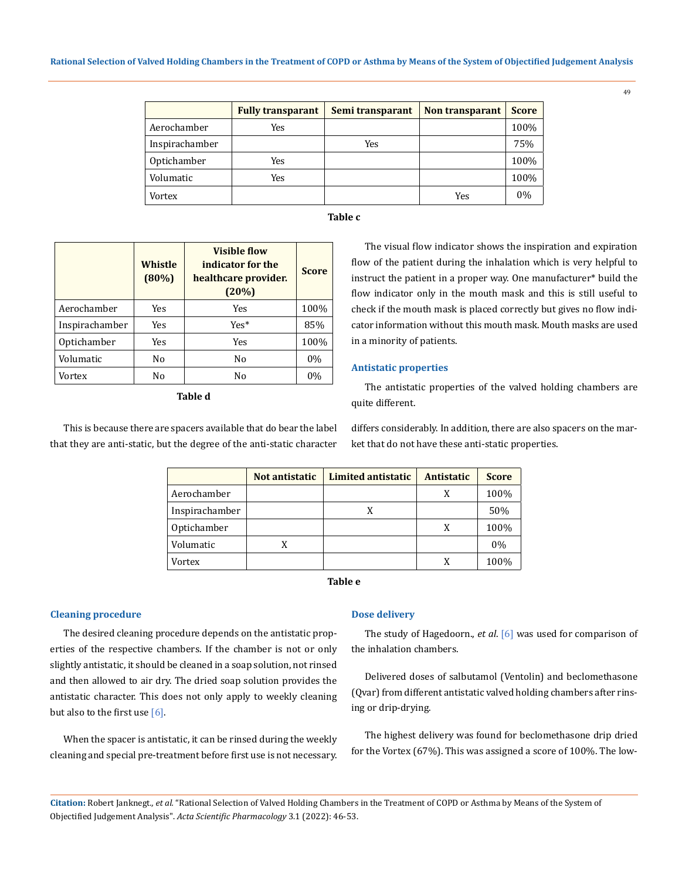|  | Fully transparant | Semi transparant | Non transparant | Score |
|---|---|---|---|---|
| Aerochamber | Yes |  |  | 100% |
| Inspirachamber |  | Yes |  | 75% |
| Optichamber | Yes |  |  | 100% |
| Volumatic | Yes |  |  | 100% |
| Vortex |  |  | Yes | 0% |

**Table c**

|  | Whistle (80%) | Visible flow indicator for the healthcare provider. (20%) | Score |
|---|---|---|---|
| Aerochamber | Yes | Yes | 100% |
| Inspirachamber | Yes | Yes* | 85% |
| Optichamber | Yes | Yes | 100% |
| Volumatic | No | No | 0% |
| Vortex | No | No | 0% |

**Table d**

The visual flow indicator shows the inspiration and expiration flow of the patient during the inhalation which is very helpful to instruct the patient in a proper way. One manufacturer* build the flow indicator only in the mouth mask and this is still useful to check if the mouth mask is placed correctly but gives no flow indicator information without this mouth mask. Mouth masks are used in a minority of patients.

### Antistatic properties

The antistatic properties of the valved holding chambers are quite different.

This is because there are spacers available that do bear the label that they are anti-static, but the degree of the anti-static character differs considerably. In addition, there are also spacers on the market that do not have these anti-static properties.

|  | Not antistatic | Limited antistatic | Antistatic | Score |
|---|---|---|---|---|
| Aerochamber |  |  | X | 100% |
| Inspirachamber |  | X |  | 50% |
| Optichamber |  |  | X | 100% |
| Volumatic | X |  |  | 0% |
| Vortex |  |  | X | 100% |

**Table e**

### Cleaning procedure

The desired cleaning procedure depends on the antistatic properties of the respective chambers. If the chamber is not or only slightly antistatic, it should be cleaned in a soap solution, not rinsed and then allowed to air dry. The dried soap solution provides the antistatic character. This does not only apply to weekly cleaning but also to the first use [6].

When the spacer is antistatic, it can be rinsed during the weekly cleaning and special pre-treatment before first use is not necessary.

### Dose delivery

The study of Hagedoorn., *et al*. [6] was used for comparison of the inhalation chambers.

Delivered doses of salbutamol (Ventolin) and beclomethasone (Qvar) from different antistatic valved holding chambers after rinsing or drip-drying.

The highest delivery was found for beclomethasone drip dried for the Vortex (67%). This was assigned a score of 100%. The low-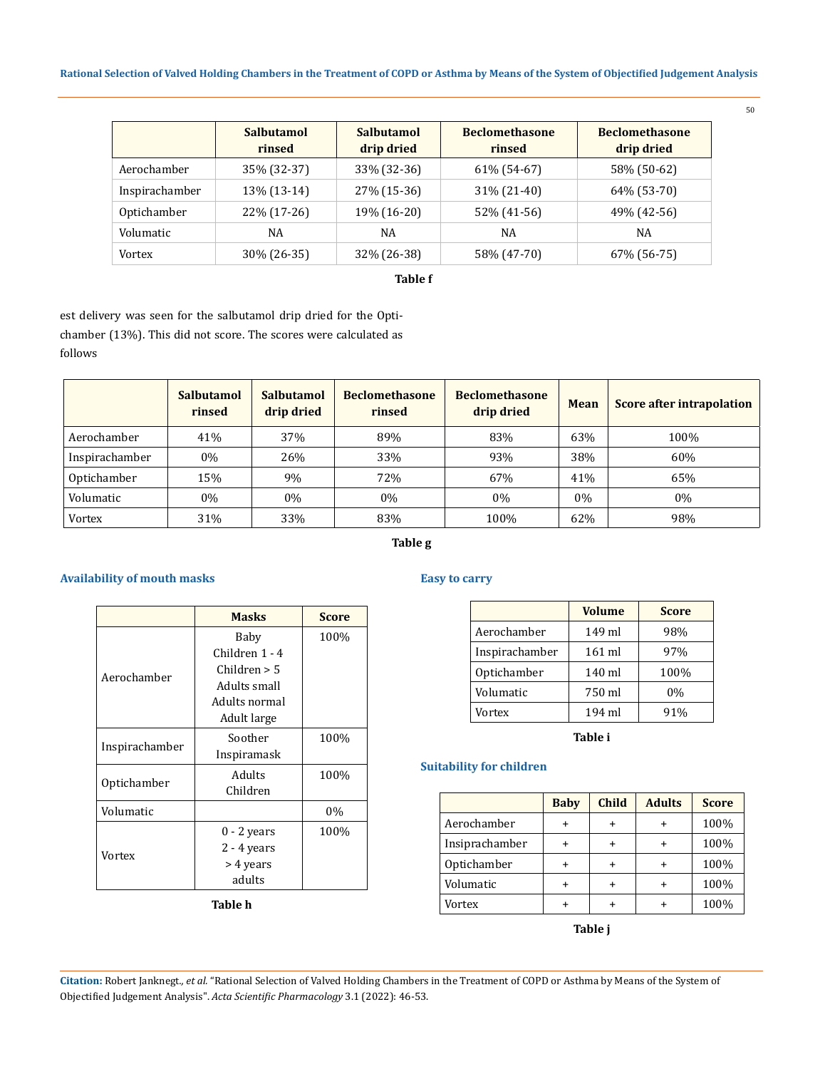|  | Salbutamol rinsed | Salbutamol drip dried | Beclomethasone rinsed | Beclomethasone drip dried |
|---|---|---|---|---|
| Aerochamber | 35% (32-37) | 33% (32-36) | 61% (54-67) | 58% (50-62) |
| Inspirachamber | 13% (13-14) | 27% (15-36) | 31% (21-40) | 64% (53-70) |
| Optichamber | 22% (17-26) | 19% (16-20) | 52% (41-56) | 49% (42-56) |
| Volumatic | NA | NA | NA | NA |
| Vortex | 30% (26-35) | 32% (26-38) | 58% (47-70) | 67% (56-75) |

**Table f**

est delivery was seen for the salbutamol drip dried for the Optichamber (13%). This did not score. The scores were calculated as follows

|  | Salbutamol rinsed | Salbutamol drip dried | Beclomethasone rinsed | Beclomethasone drip dried | Mean | Score after intrapolation |
|---|---|---|---|---|---|---|
| Aerochamber | 41% | 37% | 89% | 83% | 63% | 100% |
| Inspirachamber | 0% | 26% | 33% | 93% | 38% | 60% |
| Optichamber | 15% | 9% | 72% | 67% | 41% | 65% |
| Volumatic | 0% | 0% | 0% | 0% | 0% | 0% |
| Vortex | 31% | 33% | 83% | 100% | 62% | 98% |

**Table g**

### Availability of mouth masks

|  | Masks | Score |
|---|---|---|
| Aerochamber | Baby<br>Children 1 - 4<br>Children > 5<br>Adults small<br>Adults normal<br>Adult large | 100% |
| Inspirachamber | Soother<br>Inspiramask | 100% |
| Optichamber | Adults<br>Children | 100% |
| Volumatic |  | 0% |
| Vortex | 0 - 2 years<br>2 - 4 years<br>> 4 years<br>adults | 100% |

**Table h**

### Easy to carry

|  | Volume | Score |
|---|---|---|
| Aerochamber | 149 ml | 98% |
| Inspirachamber | 161 ml | 97% |
| Optichamber | 140 ml | 100% |
| Volumatic | 750 ml | 0% |
| Vortex | 194 ml | 91% |

**Table i**

### Suitability for children

|  | Baby | Child | Adults | Score |
|---|---|---|---|---|
| Aerochamber | + | + | + | 100% |
| Insiprachamber | + | + | + | 100% |
| Optichamber | + | + | + | 100% |
| Volumatic | + | + | + | 100% |
| Vortex | + | + | + | 100% |

**Table j**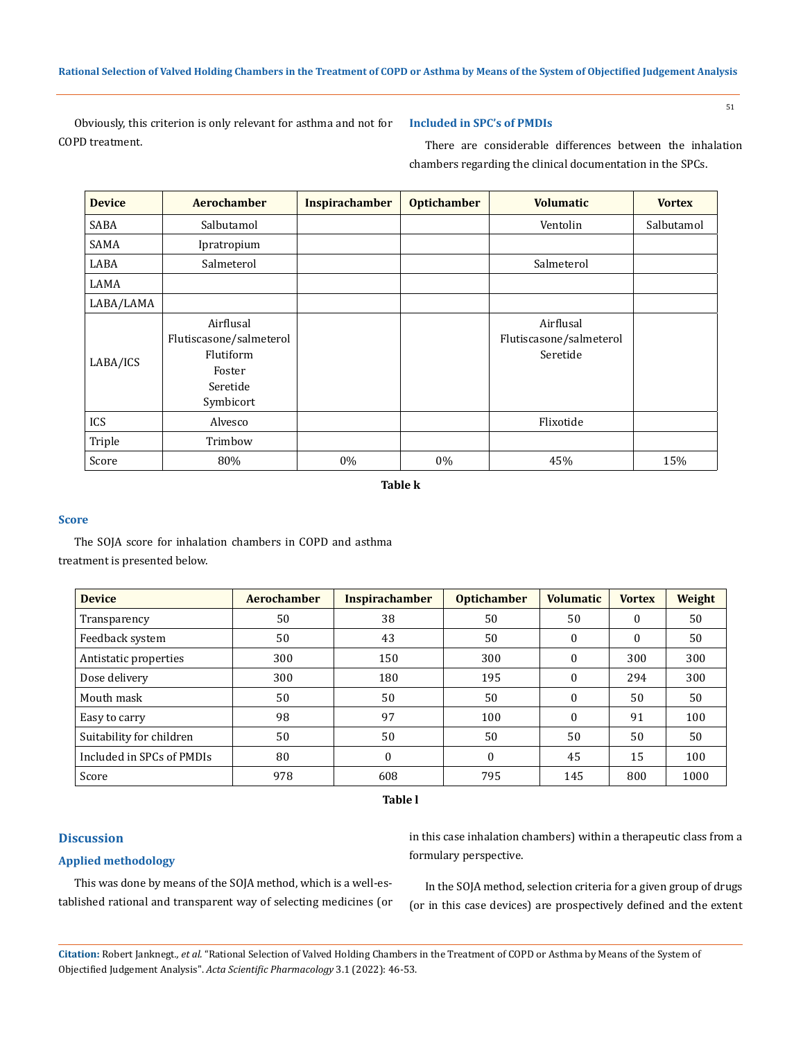Obviously, this criterion is only relevant for asthma and not for COPD treatment.

### Included in SPC's of PMDIs

There are considerable differences between the inhalation chambers regarding the clinical documentation in the SPCs.

| Device | Aerochamber | Inspirachamber | Optichamber | Volumatic | Vortex |
|---|---|---|---|---|---|
| SABA | Salbutamol | | | Ventolin | Salbutamol |
| SAMA | Ipratropium | | | | |
| LABA | Salmeterol | | | Salmeterol | |
| LAMA | | | | | |
| LABA/LAMA | | | | | |
| LABA/ICS | Airflusal<br>Flutiscasone/salmeterol<br>Flutiform<br>Foster<br>Seretide<br>Symbicort | | | Airflusal<br>Flutiscasone/salmeterol<br>Seretide | |
| ICS | Alvesco | | | Flixotide | |
| Triple | Trimbow | | | | |
| Score | 80% | 0% | 0% | 45% | 15% |

**Table k**

### Score

The SOJA score for inhalation chambers in COPD and asthma treatment is presented below.

| Device | Aerochamber | Inspirachamber | Optichamber | Volumatic | Vortex | Weight |
|---|---|---|---|---|---|---|
| Transparency | 50 | 38 | 50 | 50 | 0 | 50 |
| Feedback system | 50 | 43 | 50 | 0 | 0 | 50 |
| Antistatic properties | 300 | 150 | 300 | 0 | 300 | 300 |
| Dose delivery | 300 | 180 | 195 | 0 | 294 | 300 |
| Mouth mask | 50 | 50 | 50 | 0 | 50 | 50 |
| Easy to carry | 98 | 97 | 100 | 0 | 91 | 100 |
| Suitability for children | 50 | 50 | 50 | 50 | 50 | 50 |
| Included in SPCs of PMDIs | 80 | 0 | 0 | 45 | 15 | 100 |
| Score | 978 | 608 | 795 | 145 | 800 | 1000 |

**Table l**

## Discussion

### Applied methodology

This was done by means of the SOJA method, which is a well-established rational and transparent way of selecting medicines (or in this case inhalation chambers) within a therapeutic class from a formulary perspective.

In the SOJA method, selection criteria for a given group of drugs (or in this case devices) are prospectively defined and the extent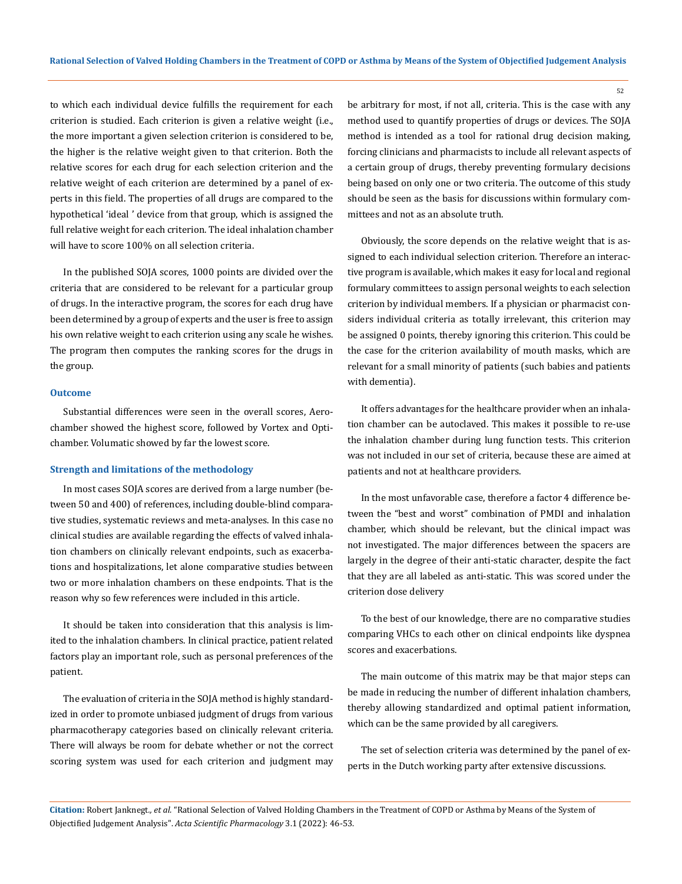to which each individual device fulfills the requirement for each criterion is studied. Each criterion is given a relative weight (i.e., the more important a given selection criterion is considered to be, the higher is the relative weight given to that criterion. Both the relative scores for each drug for each selection criterion and the relative weight of each criterion are determined by a panel of experts in this field. The properties of all drugs are compared to the hypothetical 'ideal ' device from that group, which is assigned the full relative weight for each criterion. The ideal inhalation chamber will have to score 100% on all selection criteria.

In the published SOJA scores, 1000 points are divided over the criteria that are considered to be relevant for a particular group of drugs. In the interactive program, the scores for each drug have been determined by a group of experts and the user is free to assign his own relative weight to each criterion using any scale he wishes. The program then computes the ranking scores for the drugs in the group.

### Outcome

Substantial differences were seen in the overall scores, Aerochamber showed the highest score, followed by Vortex and Optichamber. Volumatic showed by far the lowest score.

### Strength and limitations of the methodology

In most cases SOJA scores are derived from a large number (between 50 and 400) of references, including double-blind comparative studies, systematic reviews and meta-analyses. In this case no clinical studies are available regarding the effects of valved inhalation chambers on clinically relevant endpoints, such as exacerbations and hospitalizations, let alone comparative studies between two or more inhalation chambers on these endpoints. That is the reason why so few references were included in this article.

It should be taken into consideration that this analysis is limited to the inhalation chambers. In clinical practice, patient related factors play an important role, such as personal preferences of the patient.

The evaluation of criteria in the SOJA method is highly standardized in order to promote unbiased judgment of drugs from various pharmacotherapy categories based on clinically relevant criteria. There will always be room for debate whether or not the correct scoring system was used for each criterion and judgment may be arbitrary for most, if not all, criteria. This is the case with any method used to quantify properties of drugs or devices. The SOJA method is intended as a tool for rational drug decision making, forcing clinicians and pharmacists to include all relevant aspects of a certain group of drugs, thereby preventing formulary decisions being based on only one or two criteria. The outcome of this study should be seen as the basis for discussions within formulary committees and not as an absolute truth.

Obviously, the score depends on the relative weight that is assigned to each individual selection criterion. Therefore an interactive program is available, which makes it easy for local and regional formulary committees to assign personal weights to each selection criterion by individual members. If a physician or pharmacist considers individual criteria as totally irrelevant, this criterion may be assigned 0 points, thereby ignoring this criterion. This could be the case for the criterion availability of mouth masks, which are relevant for a small minority of patients (such babies and patients with dementia).

It offers advantages for the healthcare provider when an inhalation chamber can be autoclaved. This makes it possible to re-use the inhalation chamber during lung function tests. This criterion was not included in our set of criteria, because these are aimed at patients and not at healthcare providers.

In the most unfavorable case, therefore a factor 4 difference between the "best and worst" combination of PMDI and inhalation chamber, which should be relevant, but the clinical impact was not investigated. The major differences between the spacers are largely in the degree of their anti-static character, despite the fact that they are all labeled as anti-static. This was scored under the criterion dose delivery

To the best of our knowledge, there are no comparative studies comparing VHCs to each other on clinical endpoints like dyspnea scores and exacerbations.

The main outcome of this matrix may be that major steps can be made in reducing the number of different inhalation chambers, thereby allowing standardized and optimal patient information, which can be the same provided by all caregivers.

The set of selection criteria was determined by the panel of experts in the Dutch working party after extensive discussions.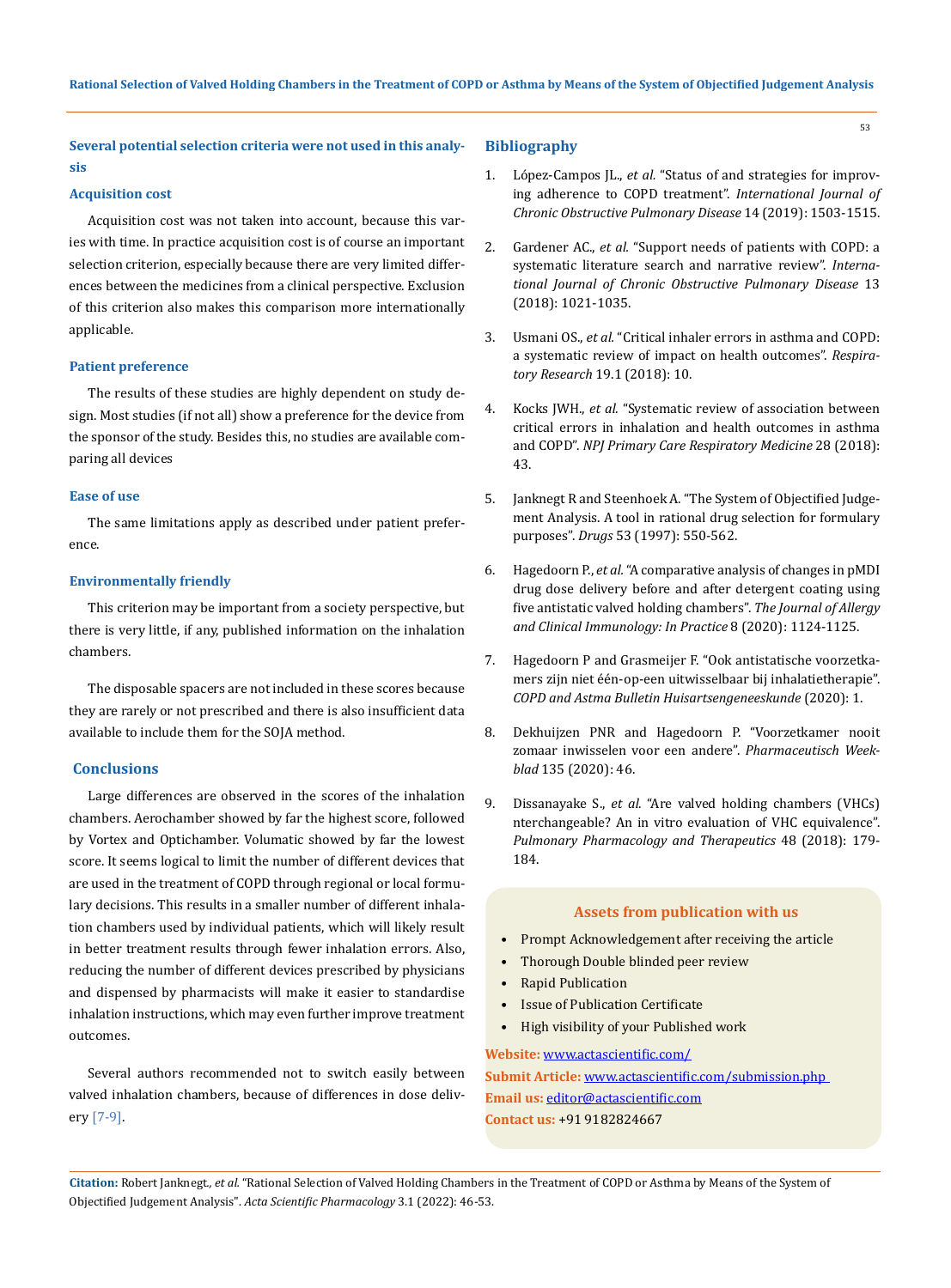### Several potential selection criteria were not used in this analysis

#### Acquisition cost

Acquisition cost was not taken into account, because this varies with time. In practice acquisition cost is of course an important selection criterion, especially because there are very limited differences between the medicines from a clinical perspective. Exclusion of this criterion also makes this comparison more internationally applicable.

#### Patient preference

The results of these studies are highly dependent on study design. Most studies (if not all) show a preference for the device from the sponsor of the study. Besides this, no studies are available comparing all devices

#### Ease of use

The same limitations apply as described under patient preference.

#### Environmentally friendly

This criterion may be important from a society perspective, but there is very little, if any, published information on the inhalation chambers.

The disposable spacers are not included in these scores because they are rarely or not prescribed and there is also insufficient data available to include them for the SOJA method.

## Conclusions

Large differences are observed in the scores of the inhalation chambers. Aerochamber showed by far the highest score, followed by Vortex and Optichamber. Volumatic showed by far the lowest score. It seems logical to limit the number of different devices that are used in the treatment of COPD through regional or local formulary decisions. This results in a smaller number of different inhalation chambers used by individual patients, which will likely result in better treatment results through fewer inhalation errors. Also, reducing the number of different devices prescribed by physicians and dispensed by pharmacists will make it easier to standardise inhalation instructions, which may even further improve treatment outcomes.

Several authors recommended not to switch easily between valved inhalation chambers, because of differences in dose delivery [7-9].

## Bibliography

1. López-Campos JL., *et al.* "Status of and strategies for improving adherence to COPD treatment". *International Journal of Chronic Obstructive Pulmonary Disease* 14 (2019): 1503-1515.
2. Gardener AC., *et al.* "Support needs of patients with COPD: a systematic literature search and narrative review". *International Journal of Chronic Obstructive Pulmonary Disease* 13 (2018): 1021-1035.
3. Usmani OS., *et al.* "Critical inhaler errors in asthma and COPD: a systematic review of impact on health outcomes". *Respiratory Research* 19.1 (2018): 10.
4. Kocks JWH., *et al.* "Systematic review of association between critical errors in inhalation and health outcomes in asthma and COPD". *NPJ Primary Care Respiratory Medicine* 28 (2018): 43.
5. Janknegt R and Steenhoek A. "The System of Objectified Judgement Analysis. A tool in rational drug selection for formulary purposes". *Drugs* 53 (1997): 550-562.
6. Hagedoorn P., *et al.* "A comparative analysis of changes in pMDI drug dose delivery before and after detergent coating using five antistatic valved holding chambers". *The Journal of Allergy and Clinical Immunology: In Practice* 8 (2020): 1124-1125.
7. Hagedoorn P and Grasmeijer F. "Ook antistatische voorzetkamers zijn niet één-op-een uitwisselbaar bij inhalatietherapie". *COPD and Astma Bulletin Huisartsengeneeskunde* (2020): 1.
8. Dekhuijzen PNR and Hagedoorn P. "Voorzetkamer nooit zomaar inwisselen voor een andere". *Pharmaceutisch Weekblad* 135 (2020): 46.
9. Dissanayake S., *et al.* "Are valved holding chambers (VHCs) nterchangeable? An in vitro evaluation of VHC equivalence". *Pulmonary Pharmacology and Therapeutics* 48 (2018): 179-184.

**Assets from publication with us**

- Prompt Acknowledgement after receiving the article
- Thorough Double blinded peer review
- Rapid Publication
- Issue of Publication Certificate
- High visibility of your Published work

**Website:** www.actascientific.com/
**Submit Article:** www.actascientific.com/submission.php
**Email us:** editor@actascientific.com
**Contact us:** +91 9182824667